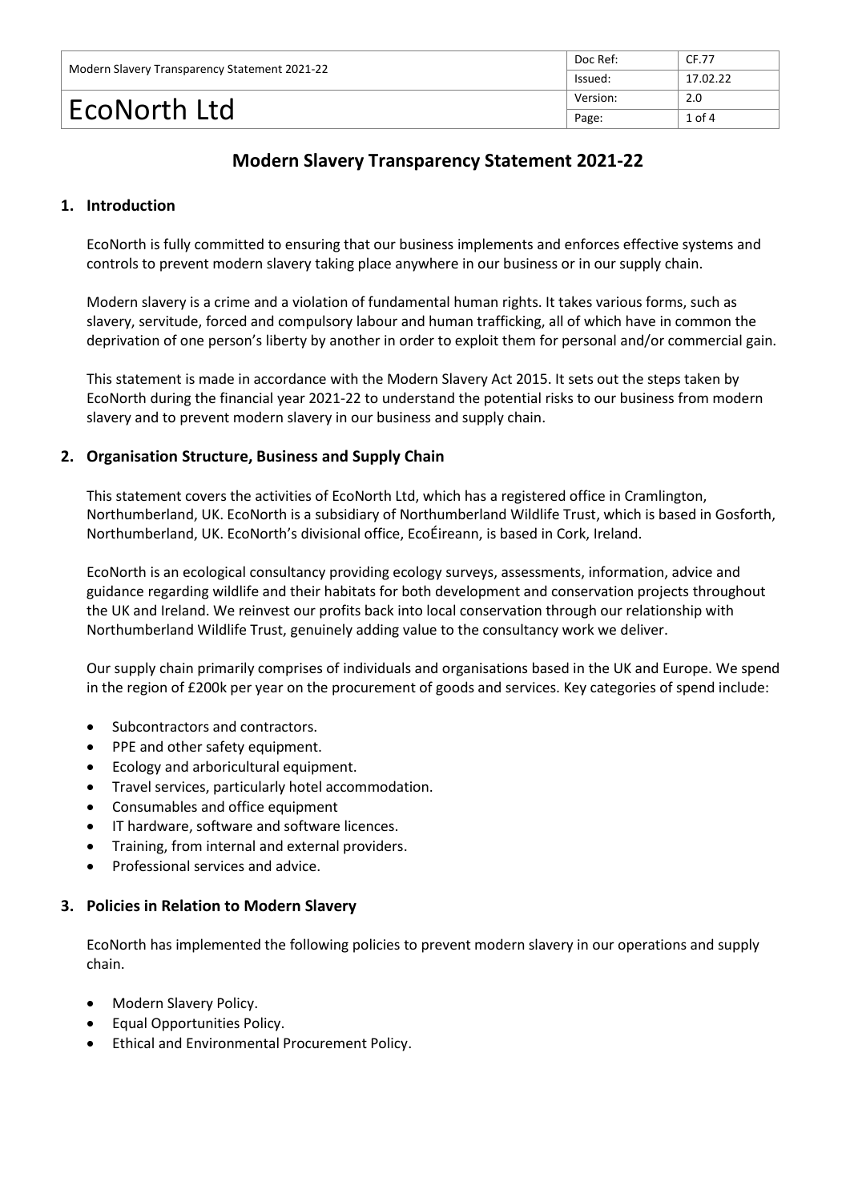# Modern Slavery Transparency Statement 2021-22

## 1. Introduction

EcoNorth is fully committed to ensuring that our business implements and enforces effective systems and controls to prevent modern slavery taking place anywhere in our business or in our supply chain.

Modern slavery is a crime and a violation of fundamental human rights. It takes various forms, such as slavery, servitude, forced and compulsory labour and human trafficking, all of which have in common the deprivation of one person's liberty by another in order to exploit them for personal and/or commercial gain.

This statement is made in accordance with the Modern Slavery Act 2015. It sets out the steps taken by EcoNorth during the financial year 2021-22 to understand the potential risks to our business from modern slavery and to prevent modern slavery in our business and supply chain.

## 2. Organisation Structure, Business and Supply Chain

This statement covers the activities of EcoNorth Ltd, which has a registered office in Cramlington, Northumberland, UK. EcoNorth is a subsidiary of Northumberland Wildlife Trust, which is based in Gosforth, Northumberland, UK. EcoNorth's divisional office, EcoÉireann, is based in Cork, Ireland.

EcoNorth is an ecological consultancy providing ecology surveys, assessments, information, advice and guidance regarding wildlife and their habitats for both development and conservation projects throughout the UK and Ireland. We reinvest our profits back into local conservation through our relationship with Northumberland Wildlife Trust, genuinely adding value to the consultancy work we deliver.

Our supply chain primarily comprises of individuals and organisations based in the UK and Europe. We spend in the region of £200k per year on the procurement of goods and services. Key categories of spend include:

- Subcontractors and contractors.
- PPE and other safety equipment.
- Ecology and arboricultural equipment.
- Travel services, particularly hotel accommodation.
- Consumables and office equipment
- IT hardware, software and software licences.
- Training, from internal and external providers.
- Professional services and advice.

## 3. Policies in Relation to Modern Slavery

EcoNorth has implemented the following policies to prevent modern slavery in our operations and supply chain.

- Modern Slavery Policy.
- Equal Opportunities Policy.
- Ethical and Environmental Procurement Policy.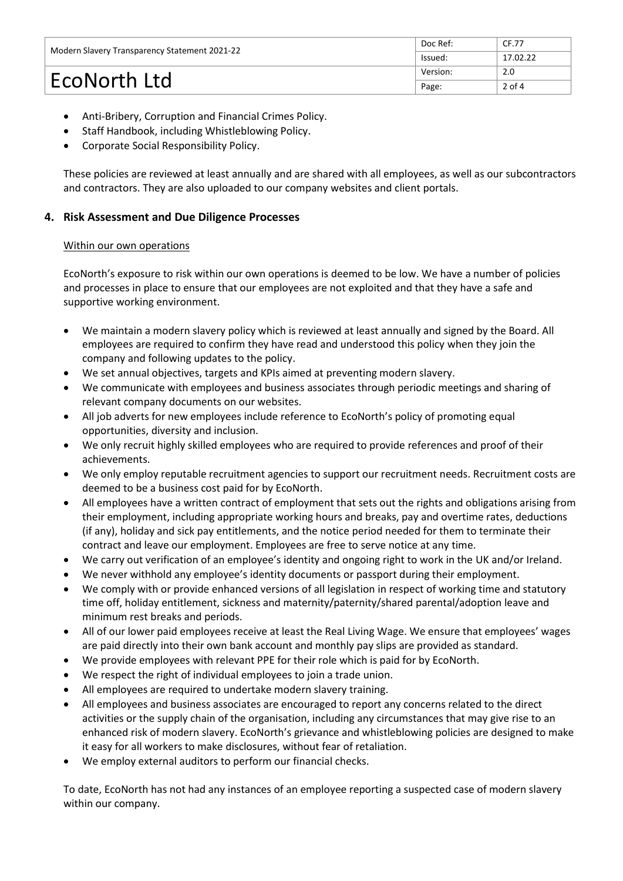- Anti-Bribery, Corruption and Financial Crimes Policy.
- Staff Handbook, including Whistleblowing Policy.
- Corporate Social Responsibility Policy.

These policies are reviewed at least annually and are shared with all employees, as well as our subcontractors and contractors. They are also uploaded to our company websites and client portals.

## 4. Risk Assessment and Due Diligence Processes

Within our own operations

EcoNorth's exposure to risk within our own operations is deemed to be low. We have a number of policies and processes in place to ensure that our employees are not exploited and that they have a safe and supportive working environment.

- We maintain a modern slavery policy which is reviewed at least annually and signed by the Board. All employees are required to confirm they have read and understood this policy when they join the company and following updates to the policy.
- We set annual objectives, targets and KPIs aimed at preventing modern slavery.
- We communicate with employees and business associates through periodic meetings and sharing of relevant company documents on our websites.
- All job adverts for new employees include reference to EcoNorth's policy of promoting equal opportunities, diversity and inclusion.
- We only recruit highly skilled employees who are required to provide references and proof of their achievements.
- We only employ reputable recruitment agencies to support our recruitment needs. Recruitment costs are deemed to be a business cost paid for by EcoNorth.
- All employees have a written contract of employment that sets out the rights and obligations arising from their employment, including appropriate working hours and breaks, pay and overtime rates, deductions (if any), holiday and sick pay entitlements, and the notice period needed for them to terminate their contract and leave our employment. Employees are free to serve notice at any time.
- We carry out verification of an employee's identity and ongoing right to work in the UK and/or Ireland.
- We never withhold any employee's identity documents or passport during their employment.
- We comply with or provide enhanced versions of all legislation in respect of working time and statutory time off, holiday entitlement, sickness and maternity/paternity/shared parental/adoption leave and minimum rest breaks and periods.
- All of our lower paid employees receive at least the Real Living Wage. We ensure that employees' wages are paid directly into their own bank account and monthly pay slips are provided as standard.
- We provide employees with relevant PPE for their role which is paid for by EcoNorth.
- We respect the right of individual employees to join a trade union.
- All employees are required to undertake modern slavery training.
- All employees and business associates are encouraged to report any concerns related to the direct activities or the supply chain of the organisation, including any circumstances that may give rise to an enhanced risk of modern slavery. EcoNorth's grievance and whistleblowing policies are designed to make it easy for all workers to make disclosures, without fear of retaliation.
- We employ external auditors to perform our financial checks.

To date, EcoNorth has not had any instances of an employee reporting a suspected case of modern slavery within our company.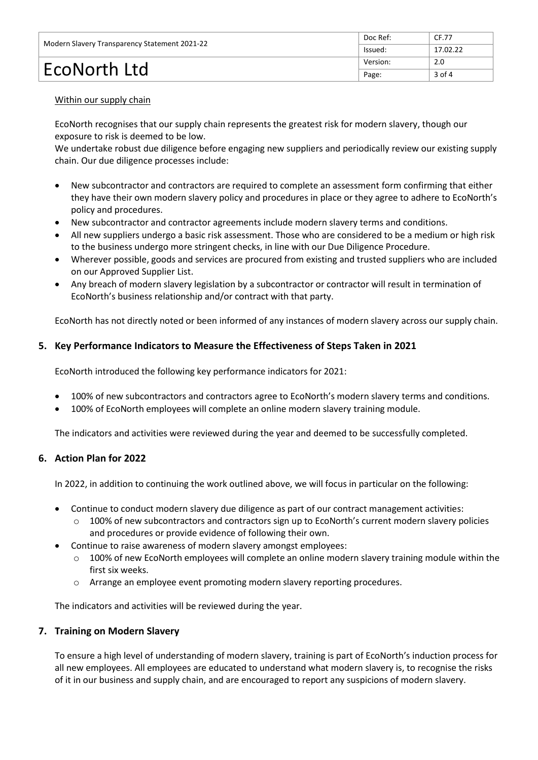Within our supply chain

EcoNorth recognises that our supply chain represents the greatest risk for modern slavery, though our exposure to risk is deemed to be low.
We undertake robust due diligence before engaging new suppliers and periodically review our existing supply chain. Our due diligence processes include:

- New subcontractor and contractors are required to complete an assessment form confirming that either they have their own modern slavery policy and procedures in place or they agree to adhere to EcoNorth's policy and procedures.
- New subcontractor and contractor agreements include modern slavery terms and conditions.
- All new suppliers undergo a basic risk assessment. Those who are considered to be a medium or high risk to the business undergo more stringent checks, in line with our Due Diligence Procedure.
- Wherever possible, goods and services are procured from existing and trusted suppliers who are included on our Approved Supplier List.
- Any breach of modern slavery legislation by a subcontractor or contractor will result in termination of EcoNorth's business relationship and/or contract with that party.

EcoNorth has not directly noted or been informed of any instances of modern slavery across our supply chain.

## 5. Key Performance Indicators to Measure the Effectiveness of Steps Taken in 2021

EcoNorth introduced the following key performance indicators for 2021:

- 100% of new subcontractors and contractors agree to EcoNorth's modern slavery terms and conditions.
- 100% of EcoNorth employees will complete an online modern slavery training module.

The indicators and activities were reviewed during the year and deemed to be successfully completed.

## 6. Action Plan for 2022

In 2022, in addition to continuing the work outlined above, we will focus in particular on the following:

- Continue to conduct modern slavery due diligence as part of our contract management activities:
  - 100% of new subcontractors and contractors sign up to EcoNorth's current modern slavery policies and procedures or provide evidence of following their own.
- Continue to raise awareness of modern slavery amongst employees:
  - 100% of new EcoNorth employees will complete an online modern slavery training module within the first six weeks.
  - Arrange an employee event promoting modern slavery reporting procedures.

The indicators and activities will be reviewed during the year.

## 7. Training on Modern Slavery

To ensure a high level of understanding of modern slavery, training is part of EcoNorth's induction process for all new employees. All employees are educated to understand what modern slavery is, to recognise the risks of it in our business and supply chain, and are encouraged to report any suspicions of modern slavery.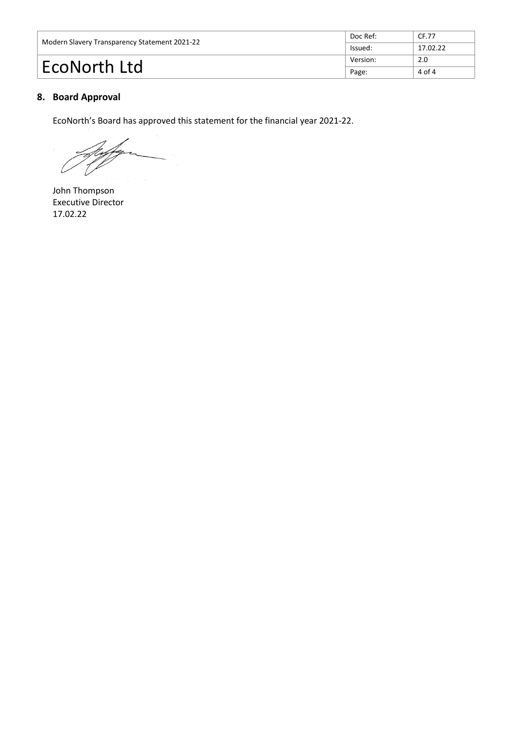## 8. Board Approval

EcoNorth's Board has approved this statement for the financial year 2021-22.

John Thompson
Executive Director
17.02.22